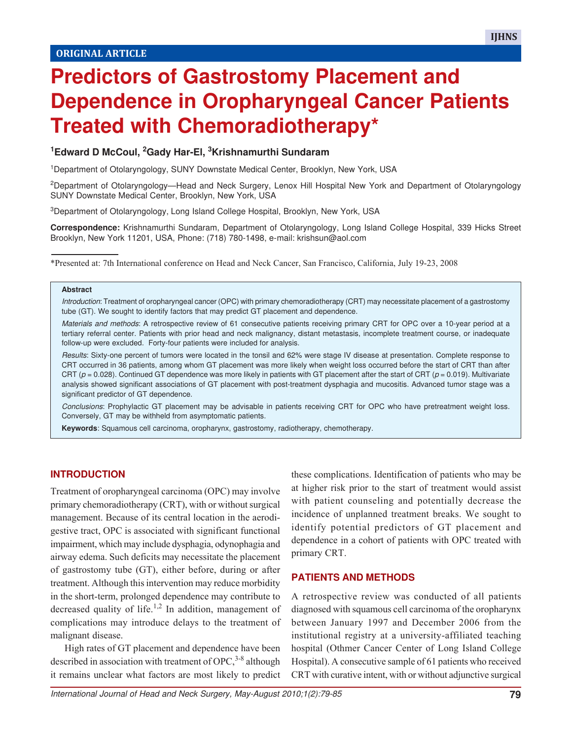ORIGINAL ARTICLE

# Predictors of Gastrostomy Placement and Dependence in Oropharyngeal Cancer Patients Treated with Chemoradiotherapy*

[1]Edward D McCoul, [2]Gady Har-El, [3]Krishnamurthi Sundaram

[1]Department of Otolaryngology, SUNY Downstate Medical Center, Brooklyn, New York, USA

[2]Department of Otolaryngology—Head and Neck Surgery, Lenox Hill Hospital New York and Department of Otolaryngology SUNY Downstate Medical Center, Brooklyn, New York, USA

[3]Department of Otolaryngology, Long Island College Hospital, Brooklyn, New York, USA

**Correspondence:** Krishnamurthi Sundaram, Department of Otolaryngology, Long Island College Hospital, 339 Hicks Street Brooklyn, New York 11201, USA, Phone: (718) 780-1498, e-mail: krishsun@aol.com

*Presented at: 7th International conference on Head and Neck Cancer, San Francisco, California, July 19-23, 2008

**Abstract**

*Introduction*: Treatment of oropharyngeal cancer (OPC) with primary chemoradiotherapy (CRT) may necessitate placement of a gastrostomy tube (GT). We sought to identify factors that may predict GT placement and dependence.

*Materials and methods*: A retrospective review of 61 consecutive patients receiving primary CRT for OPC over a 10-year period at a tertiary referral center. Patients with prior head and neck malignancy, distant metastasis, incomplete treatment course, or inadequate follow-up were excluded. Forty-four patients were included for analysis.

*Results*: Sixty-one percent of tumors were located in the tonsil and 62% were stage IV disease at presentation. Complete response to CRT occurred in 36 patients, among whom GT placement was more likely when weight loss occurred before the start of CRT than after CRT ($p = 0.028$). Continued GT dependence was more likely in patients with GT placement after the start of CRT ($p = 0.019$). Multivariate analysis showed significant associations of GT placement with post-treatment dysphagia and mucositis. Advanced tumor stage was a significant predictor of GT dependence.

*Conclusions*: Prophylactic GT placement may be advisable in patients receiving CRT for OPC who have pretreatment weight loss. Conversely, GT may be withheld from asymptomatic patients.

**Keywords**: Squamous cell carcinoma, oropharynx, gastrostomy, radiotherapy, chemotherapy.

## INTRODUCTION

Treatment of oropharyngeal carcinoma (OPC) may involve primary chemoradiotherapy (CRT), with or without surgical management. Because of its central location in the aerodigestive tract, OPC is associated with significant functional impairment, which may include dysphagia, odynophagia and airway edema. Such deficits may necessitate the placement of gastrostomy tube (GT), either before, during or after treatment. Although this intervention may reduce morbidity in the short-term, prolonged dependence may contribute to decreased quality of life.[1,2] In addition, management of complications may introduce delays to the treatment of malignant disease.

High rates of GT placement and dependence have been described in association with treatment of OPC,[3-8] although it remains unclear what factors are most likely to predict these complications. Identification of patients who may be at higher risk prior to the start of treatment would assist with patient counseling and potentially decrease the incidence of unplanned treatment breaks. We sought to identify potential predictors of GT placement and dependence in a cohort of patients with OPC treated with primary CRT.

## PATIENTS AND METHODS

A retrospective review was conducted of all patients diagnosed with squamous cell carcinoma of the oropharynx between January 1997 and December 2006 from the institutional registry at a university-affiliated teaching hospital (Othmer Cancer Center of Long Island College Hospital). A consecutive sample of 61 patients who received CRT with curative intent, with or without adjunctive surgical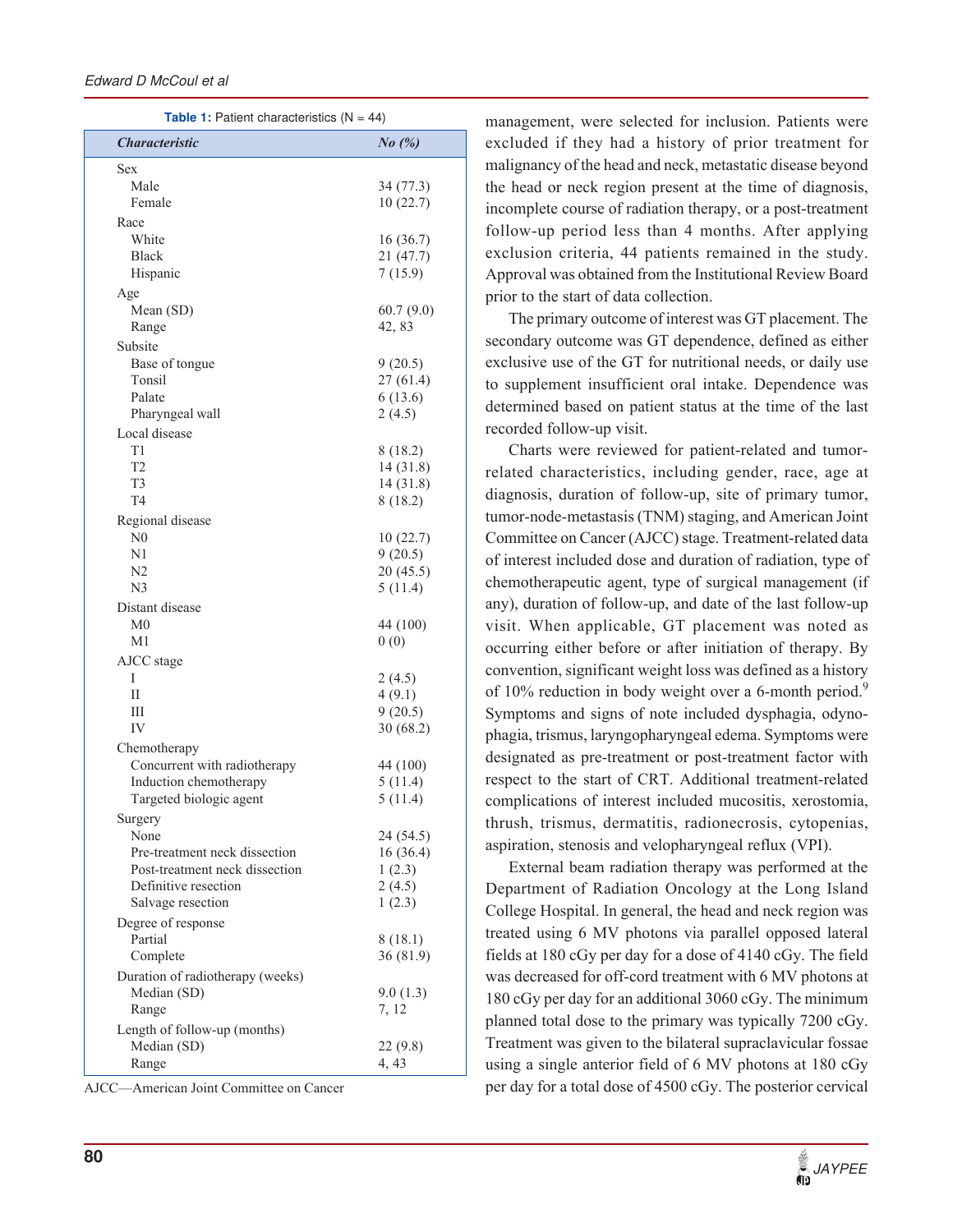**Table 1:** Patient characteristics (N = 44)

| *Characteristic* | *No (%)* |
|---|---|
| Sex | |
| Male | 34 (77.3) |
| Female | 10 (22.7) |
| Race | |
| White | 16 (36.7) |
| Black | 21 (47.7) |
| Hispanic | 7 (15.9) |
| Age | |
| Mean (SD) | 60.7 (9.0) |
| Range | 42, 83 |
| Subsite | |
| Base of tongue | 9 (20.5) |
| Tonsil | 27 (61.4) |
| Palate | 6 (13.6) |
| Pharyngeal wall | 2 (4.5) |
| Local disease | |
| T1 | 8 (18.2) |
| T2 | 14 (31.8) |
| T3 | 14 (31.8) |
| T4 | 8 (18.2) |
| Regional disease | |
| N0 | 10 (22.7) |
| N1 | 9 (20.5) |
| N2 | 20 (45.5) |
| N3 | 5 (11.4) |
| Distant disease | |
| M0 | 44 (100) |
| M1 | 0 (0) |
| AJCC stage | |
| I | 2 (4.5) |
| II | 4 (9.1) |
| III | 9 (20.5) |
| IV | 30 (68.2) |
| Chemotherapy | |
| Concurrent with radiotherapy | 44 (100) |
| Induction chemotherapy | 5 (11.4) |
| Targeted biologic agent | 5 (11.4) |
| Surgery | |
| None | 24 (54.5) |
| Pre-treatment neck dissection | 16 (36.4) |
| Post-treatment neck dissection | 1 (2.3) |
| Definitive resection | 2 (4.5) |
| Salvage resection | 1 (2.3) |
| Degree of response | |
| Partial | 8 (18.1) |
| Complete | 36 (81.9) |
| Duration of radiotherapy (weeks) | |
| Median (SD) | 9.0 (1.3) |
| Range | 7, 12 |
| Length of follow-up (months) | |
| Median (SD) | 22 (9.8) |
| Range | 4, 43 |

AJCC—American Joint Committee on Cancer

management, were selected for inclusion. Patients were excluded if they had a history of prior treatment for malignancy of the head and neck, metastatic disease beyond the head or neck region present at the time of diagnosis, incomplete course of radiation therapy, or a post-treatment follow-up period less than 4 months. After applying exclusion criteria, 44 patients remained in the study. Approval was obtained from the Institutional Review Board prior to the start of data collection.

The primary outcome of interest was GT placement. The secondary outcome was GT dependence, defined as either exclusive use of the GT for nutritional needs, or daily use to supplement insufficient oral intake. Dependence was determined based on patient status at the time of the last recorded follow-up visit.

Charts were reviewed for patient-related and tumor-related characteristics, including gender, race, age at diagnosis, duration of follow-up, site of primary tumor, tumor-node-metastasis (TNM) staging, and American Joint Committee on Cancer (AJCC) stage. Treatment-related data of interest included dose and duration of radiation, type of chemotherapeutic agent, type of surgical management (if any), duration of follow-up, and date of the last follow-up visit. When applicable, GT placement was noted as occurring either before or after initiation of therapy. By convention, significant weight loss was defined as a history of 10% reduction in body weight over a 6-month period.[9] Symptoms and signs of note included dysphagia, odynophagia, trismus, laryngopharyngeal edema. Symptoms were designated as pre-treatment or post-treatment factor with respect to the start of CRT. Additional treatment-related complications of interest included mucositis, xerostomia, thrush, trismus, dermatitis, radionecrosis, cytopenias, aspiration, stenosis and velopharyngeal reflux (VPI).

External beam radiation therapy was performed at the Department of Radiation Oncology at the Long Island College Hospital. In general, the head and neck region was treated using 6 MV photons via parallel opposed lateral fields at 180 cGy per day for a dose of 4140 cGy. The field was decreased for off-cord treatment with 6 MV photons at 180 cGy per day for an additional 3060 cGy. The minimum planned total dose to the primary was typically 7200 cGy. Treatment was given to the bilateral supraclavicular fossae using a single anterior field of 6 MV photons at 180 cGy per day for a total dose of 4500 cGy. The posterior cervical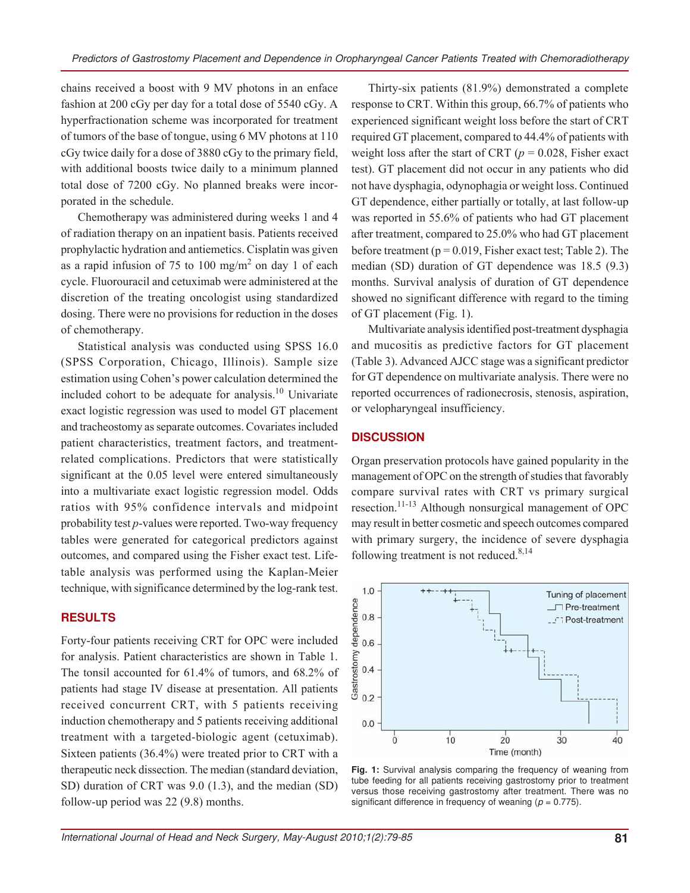chains received a boost with 9 MV photons in an enface fashion at 200 cGy per day for a total dose of 5540 cGy. A hyperfractionation scheme was incorporated for treatment of tumors of the base of tongue, using 6 MV photons at 110 cGy twice daily for a dose of 3880 cGy to the primary field, with additional boosts twice daily to a minimum planned total dose of 7200 cGy. No planned breaks were incorporated in the schedule.

Chemotherapy was administered during weeks 1 and 4 of radiation therapy on an inpatient basis. Patients received prophylactic hydration and antiemetics. Cisplatin was given as a rapid infusion of 75 to 100 $mg/m^2$ on day 1 of each cycle. Fluorouracil and cetuximab were administered at the discretion of the treating oncologist using standardized dosing. There were no provisions for reduction in the doses of chemotherapy.

Statistical analysis was conducted using SPSS 16.0 (SPSS Corporation, Chicago, Illinois). Sample size estimation using Cohen's power calculation determined the included cohort to be adequate for analysis.[10] Univariate exact logistic regression was used to model GT placement and tracheostomy as separate outcomes. Covariates included patient characteristics, treatment factors, and treatment-related complications. Predictors that were statistically significant at the 0.05 level were entered simultaneously into a multivariate exact logistic regression model. Odds ratios with 95% confidence intervals and midpoint probability test *p*-values were reported. Two-way frequency tables were generated for categorical predictors against outcomes, and compared using the Fisher exact test. Life-table analysis was performed using the Kaplan-Meier technique, with significance determined by the log-rank test.

## RESULTS

Forty-four patients receiving CRT for OPC were included for analysis. Patient characteristics are shown in Table 1. The tonsil accounted for 61.4% of tumors, and 68.2% of patients had stage IV disease at presentation. All patients received concurrent CRT, with 5 patients receiving induction chemotherapy and 5 patients receiving additional treatment with a targeted-biologic agent (cetuximab). Sixteen patients (36.4%) were treated prior to CRT with a therapeutic neck dissection. The median (standard deviation, SD) duration of CRT was 9.0 (1.3), and the median (SD) follow-up period was 22 (9.8) months.

Thirty-six patients (81.9%) demonstrated a complete response to CRT. Within this group, 66.7% of patients who experienced significant weight loss before the start of CRT required GT placement, compared to 44.4% of patients with weight loss after the start of CRT ($p = 0.028$, Fisher exact test). GT placement did not occur in any patients who did not have dysphagia, odynophagia or weight loss. Continued GT dependence, either partially or totally, at last follow-up was reported in 55.6% of patients who had GT placement after treatment, compared to 25.0% who had GT placement before treatment ($p = 0.019$, Fisher exact test; Table 2). The median (SD) duration of GT dependence was 18.5 (9.3) months. Survival analysis of duration of GT dependence showed no significant difference with regard to the timing of GT placement (Fig. 1).

Multivariate analysis identified post-treatment dysphagia and mucositis as predictive factors for GT placement (Table 3). Advanced AJCC stage was a significant predictor for GT dependence on multivariate analysis. There were no reported occurrences of radionecrosis, stenosis, aspiration, or velopharyngeal insufficiency.

## DISCUSSION

Organ preservation protocols have gained popularity in the management of OPC on the strength of studies that favorably compare survival rates with CRT vs primary surgical resection.[11-13] Although nonsurgical management of OPC may result in better cosmetic and speech outcomes compared with primary surgery, the incidence of severe dysphagia following treatment is not reduced.[8,14]

**Fig. 1:** Survival analysis comparing the frequency of weaning from tube feeding for all patients receiving gastrostomy prior to treatment versus those receiving gastrostomy after treatment. There was no significant difference in frequency of weaning ($p = 0.775$).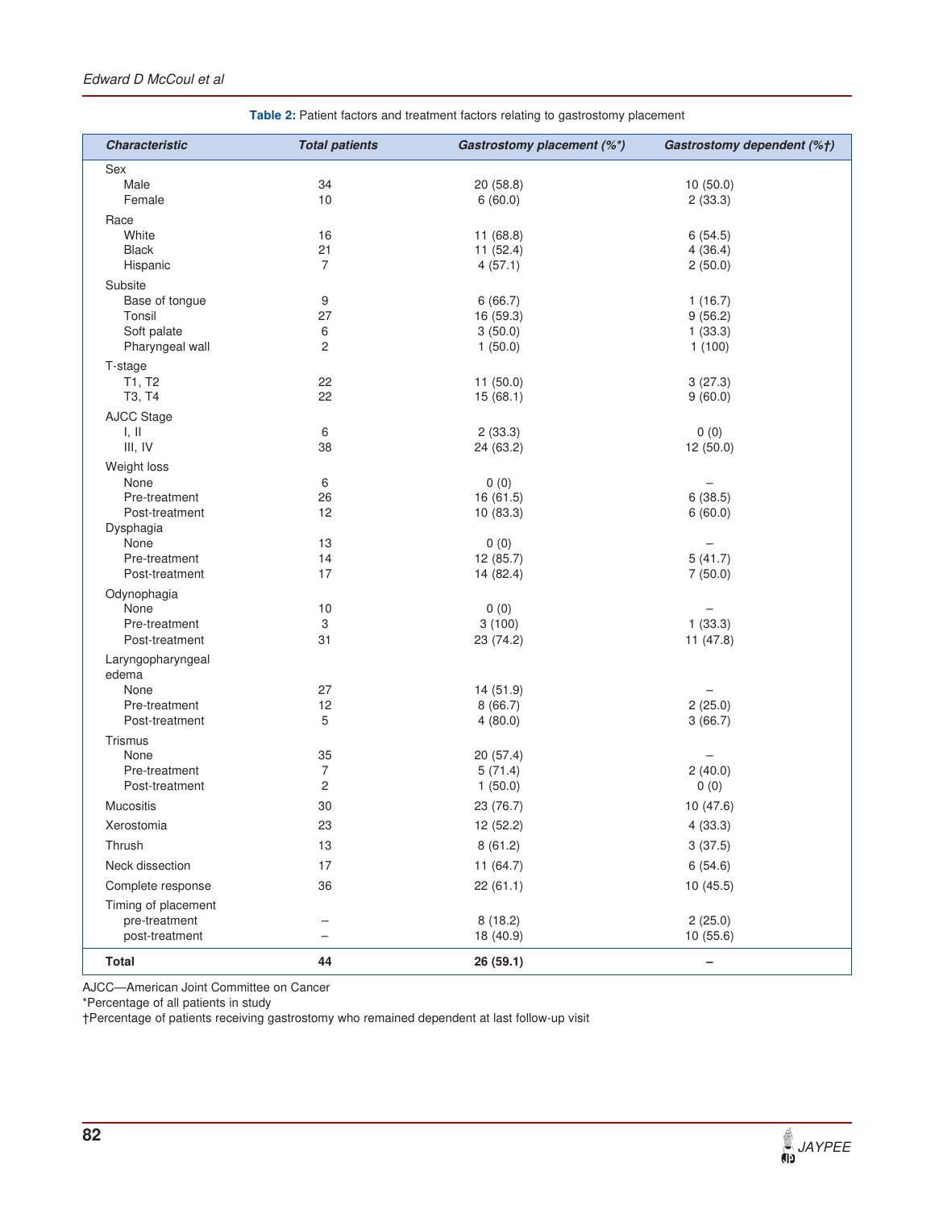**Table 2:** Patient factors and treatment factors relating to gastrostomy placement

| *Characteristic* | *Total patients* | *Gastrostomy placement (%\*)* | *Gastrostomy dependent (%†)* |
|---|---|---|---|
| Sex | | | |
| Male | 34 | 20 (58.8) | 10 (50.0) |
| Female | 10 | 6 (60.0) | 2 (33.3) |
| Race | | | |
| White | 16 | 11 (68.8) | 6 (54.5) |
| Black | 21 | 11 (52.4) | 4 (36.4) |
| Hispanic | 7 | 4 (57.1) | 2 (50.0) |
| Subsite | | | |
| Base of tongue | 9 | 6 (66.7) | 1 (16.7) |
| Tonsil | 27 | 16 (59.3) | 9 (56.2) |
| Soft palate | 6 | 3 (50.0) | 1 (33.3) |
| Pharyngeal wall | 2 | 1 (50.0) | 1 (100) |
| T-stage | | | |
| T1, T2 | 22 | 11 (50.0) | 3 (27.3) |
| T3, T4 | 22 | 15 (68.1) | 9 (60.0) |
| AJCC Stage | | | |
| I, II | 6 | 2 (33.3) | 0 (0) |
| III, IV | 38 | 24 (63.2) | 12 (50.0) |
| Weight loss | | | |
| None | 6 | 0 (0) | – |
| Pre-treatment | 26 | 16 (61.5) | 6 (38.5) |
| Post-treatment | 12 | 10 (83.3) | 6 (60.0) |
| Dysphagia | | | |
| None | 13 | 0 (0) | – |
| Pre-treatment | 14 | 12 (85.7) | 5 (41.7) |
| Post-treatment | 17 | 14 (82.4) | 7 (50.0) |
| Odynophagia | | | |
| None | 10 | 0 (0) | – |
| Pre-treatment | 3 | 3 (100) | 1 (33.3) |
| Post-treatment | 31 | 23 (74.2) | 11 (47.8) |
| Laryngopharyngeal edema | | | |
| None | 27 | 14 (51.9) | – |
| Pre-treatment | 12 | 8 (66.7) | 2 (25.0) |
| Post-treatment | 5 | 4 (80.0) | 3 (66.7) |
| Trismus | | | |
| None | 35 | 20 (57.4) | – |
| Pre-treatment | 7 | 5 (71.4) | 2 (40.0) |
| Post-treatment | 2 | 1 (50.0) | 0 (0) |
| Mucositis | 30 | 23 (76.7) | 10 (47.6) |
| Xerostomia | 23 | 12 (52.2) | 4 (33.3) |
| Thrush | 13 | 8 (61.2) | 3 (37.5) |
| Neck dissection | 17 | 11 (64.7) | 6 (54.6) |
| Complete response | 36 | 22 (61.1) | 10 (45.5) |
| Timing of placement | | | |
| pre-treatment | – | 8 (18.2) | 2 (25.0) |
| post-treatment | – | 18 (40.9) | 10 (55.6) |
| **Total** | **44** | **26 (59.1)** | **–** |

AJCC—American Joint Committee on Cancer
*Percentage of all patients in study
†Percentage of patients receiving gastrostomy who remained dependent at last follow-up visit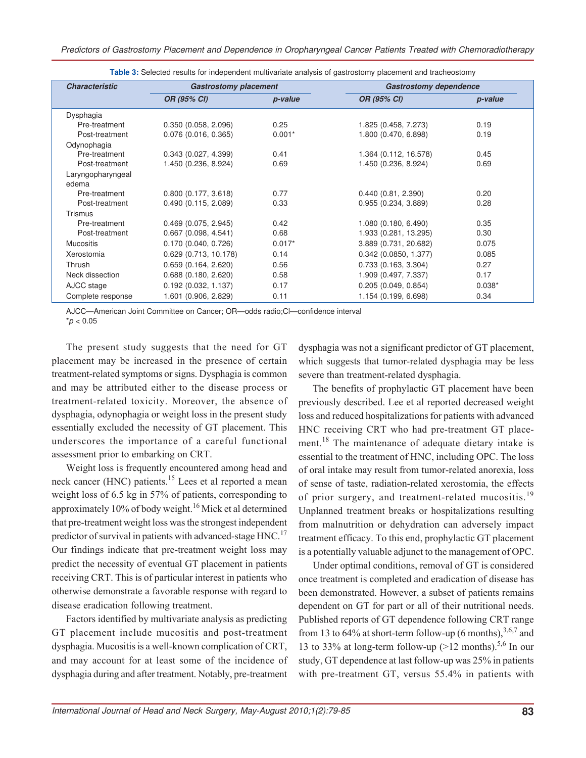**Table 3:** Selected results for independent multivariate analysis of gastrostomy placement and tracheostomy

| *Characteristic* | *Gastrostomy placement* | | *Gastrostomy dependence* | |
|---|---|---|---|---|
| | *OR (95% CI)* | *p-value* | *OR (95% CI)* | *p-value* |
| Dysphagia | | | | |
| Pre-treatment | 0.350 (0.058, 2.096) | 0.25 | 1.825 (0.458, 7.273) | 0.19 |
| Post-treatment | 0.076 (0.016, 0.365) | 0.001* | 1.800 (0.470, 6.898) | 0.19 |
| Odynophagia | | | | |
| Pre-treatment | 0.343 (0.027, 4.399) | 0.41 | 1.364 (0.112, 16.578) | 0.45 |
| Post-treatment | 1.450 (0.236, 8.924) | 0.69 | 1.450 (0.236, 8.924) | 0.69 |
| Laryngopharyngeal edema | | | | |
| Pre-treatment | 0.800 (0.177, 3.618) | 0.77 | 0.440 (0.81, 2.390) | 0.20 |
| Post-treatment | 0.490 (0.115, 2.089) | 0.33 | 0.955 (0.234, 3.889) | 0.28 |
| Trismus | | | | |
| Pre-treatment | 0.469 (0.075, 2.945) | 0.42 | 1.080 (0.180, 6.490) | 0.35 |
| Post-treatment | 0.667 (0.098, 4.541) | 0.68 | 1.933 (0.281, 13.295) | 0.30 |
| Mucositis | 0.170 (0.040, 0.726) | 0.017* | 3.889 (0.731, 20.682) | 0.075 |
| Xerostomia | 0.629 (0.713, 10.178) | 0.14 | 0.342 (0.0850, 1.377) | 0.085 |
| Thrush | 0.659 (0.164, 2.620) | 0.56 | 0.733 (0.163, 3.304) | 0.27 |
| Neck dissection | 0.688 (0.180, 2.620) | 0.58 | 1.909 (0.497, 7.337) | 0.17 |
| AJCC stage | 0.192 (0.032, 1.137) | 0.17 | 0.205 (0.049, 0.854) | 0.038* |
| Complete response | 1.601 (0.906, 2.829) | 0.11 | 1.154 (0.199, 6.698) | 0.34 |

AJCC—American Joint Committee on Cancer; OR—odds radio;CI—confidence interval
*$p < 0.05$

The present study suggests that the need for GT placement may be increased in the presence of certain treatment-related symptoms or signs. Dysphagia is common and may be attributed either to the disease process or treatment-related toxicity. Moreover, the absence of dysphagia, odynophagia or weight loss in the present study essentially excluded the necessity of GT placement. This underscores the importance of a careful functional assessment prior to embarking on CRT.

Weight loss is frequently encountered among head and neck cancer (HNC) patients.[15] Lees et al reported a mean weight loss of 6.5 kg in 57% of patients, corresponding to approximately 10% of body weight.[16] Mick et al determined that pre-treatment weight loss was the strongest independent predictor of survival in patients with advanced-stage HNC.[17] Our findings indicate that pre-treatment weight loss may predict the necessity of eventual GT placement in patients receiving CRT. This is of particular interest in patients who otherwise demonstrate a favorable response with regard to disease eradication following treatment.

Factors identified by multivariate analysis as predicting GT placement include mucositis and post-treatment dysphagia. Mucositis is a well-known complication of CRT, and may account for at least some of the incidence of dysphagia during and after treatment. Notably, pre-treatment dysphagia was not a significant predictor of GT placement, which suggests that tumor-related dysphagia may be less severe than treatment-related dysphagia.

The benefits of prophylactic GT placement have been previously described. Lee et al reported decreased weight loss and reduced hospitalizations for patients with advanced HNC receiving CRT who had pre-treatment GT placement.[18] The maintenance of adequate dietary intake is essential to the treatment of HNC, including OPC. The loss of oral intake may result from tumor-related anorexia, loss of sense of taste, radiation-related xerostomia, the effects of prior surgery, and treatment-related mucositis.[19] Unplanned treatment breaks or hospitalizations resulting from malnutrition or dehydration can adversely impact treatment efficacy. To this end, prophylactic GT placement is a potentially valuable adjunct to the management of OPC.

Under optimal conditions, removal of GT is considered once treatment is completed and eradication of disease has been demonstrated. However, a subset of patients remains dependent on GT for part or all of their nutritional needs. Published reports of GT dependence following CRT range from 13 to 64% at short-term follow-up (6 months),[3,6,7] and 13 to 33% at long-term follow-up (>12 months).[5,6] In our study, GT dependence at last follow-up was 25% in patients with pre-treatment GT, versus 55.4% in patients with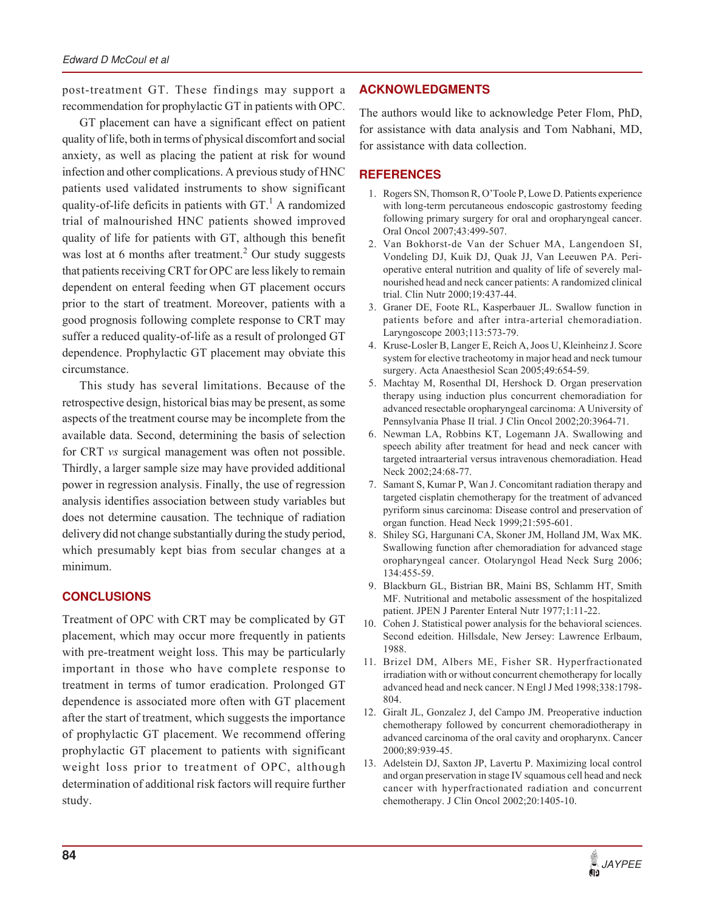post-treatment GT. These findings may support a recommendation for prophylactic GT in patients with OPC.

GT placement can have a significant effect on patient quality of life, both in terms of physical discomfort and social anxiety, as well as placing the patient at risk for wound infection and other complications. A previous study of HNC patients used validated instruments to show significant quality-of-life deficits in patients with GT.[1] A randomized trial of malnourished HNC patients showed improved quality of life for patients with GT, although this benefit was lost at 6 months after treatment.[2] Our study suggests that patients receiving CRT for OPC are less likely to remain dependent on enteral feeding when GT placement occurs prior to the start of treatment. Moreover, patients with a good prognosis following complete response to CRT may suffer a reduced quality-of-life as a result of prolonged GT dependence. Prophylactic GT placement may obviate this circumstance.

This study has several limitations. Because of the retrospective design, historical bias may be present, as some aspects of the treatment course may be incomplete from the available data. Second, determining the basis of selection for CRT *vs* surgical management was often not possible. Thirdly, a larger sample size may have provided additional power in regression analysis. Finally, the use of regression analysis identifies association between study variables but does not determine causation. The technique of radiation delivery did not change substantially during the study period, which presumably kept bias from secular changes at a minimum.

## CONCLUSIONS

Treatment of OPC with CRT may be complicated by GT placement, which may occur more frequently in patients with pre-treatment weight loss. This may be particularly important in those who have complete response to treatment in terms of tumor eradication. Prolonged GT dependence is associated more often with GT placement after the start of treatment, which suggests the importance of prophylactic GT placement. We recommend offering prophylactic GT placement to patients with significant weight loss prior to treatment of OPC, although determination of additional risk factors will require further study.

## ACKNOWLEDGMENTS

The authors would like to acknowledge Peter Flom, PhD, for assistance with data analysis and Tom Nabhani, MD, for assistance with data collection.

## REFERENCES

1. Rogers SN, Thomson R, O'Toole P, Lowe D. Patients experience with long-term percutaneous endoscopic gastrostomy feeding following primary surgery for oral and oropharyngeal cancer. Oral Oncol 2007;43:499-507.
2. Van Bokhorst-de Van der Schuer MA, Langendoen SI, Vondeling DJ, Kuik DJ, Quak JJ, Van Leeuwen PA. Perioperative enteral nutrition and quality of life of severely malnourished head and neck cancer patients: A randomized clinical trial. Clin Nutr 2000;19:437-44.
3. Graner DE, Foote RL, Kasperbauer JL. Swallow function in patients before and after intra-arterial chemoradiation. Laryngoscope 2003;113:573-79.
4. Kruse-Losler B, Langer E, Reich A, Joos U, Kleinheinz J. Score system for elective tracheotomy in major head and neck tumour surgery. Acta Anaesthesiol Scan 2005;49:654-59.
5. Machtay M, Rosenthal DI, Hershock D. Organ preservation therapy using induction plus concurrent chemoradiation for advanced resectable oropharyngeal carcinoma: A University of Pennsylvania Phase II trial. J Clin Oncol 2002;20:3964-71.
6. Newman LA, Robbins KT, Logemann JA. Swallowing and speech ability after treatment for head and neck cancer with targeted intraarterial versus intravenous chemoradiation. Head Neck 2002;24:68-77.
7. Samant S, Kumar P, Wan J. Concomitant radiation therapy and targeted cisplatin chemotherapy for the treatment of advanced pyriform sinus carcinoma: Disease control and preservation of organ function. Head Neck 1999;21:595-601.
8. Shiley SG, Hargunani CA, Skoner JM, Holland JM, Wax MK. Swallowing function after chemoradiation for advanced stage oropharyngeal cancer. Otolaryngol Head Neck Surg 2006;134:455-59.
9. Blackburn GL, Bistrian BR, Maini BS, Schlamm HT, Smith MF. Nutritional and metabolic assessment of the hospitalized patient. JPEN J Parenter Enteral Nutr 1977;1:11-22.
10. Cohen J. Statistical power analysis for the behavioral sciences. Second edeition. Hillsdale, New Jersey: Lawrence Erlbaum, 1988.
11. Brizel DM, Albers ME, Fisher SR. Hyperfractionated irradiation with or without concurrent chemotherapy for locally advanced head and neck cancer. N Engl J Med 1998;338:1798-804.
12. Giralt JL, Gonzalez J, del Campo JM. Preoperative induction chemotherapy followed by concurrent chemoradiotherapy in advanced carcinoma of the oral cavity and oropharynx. Cancer 2000;89:939-45.
13. Adelstein DJ, Saxton JP, Lavertu P. Maximizing local control and organ preservation in stage IV squamous cell head and neck cancer with hyperfractionated radiation and concurrent chemotherapy. J Clin Oncol 2002;20:1405-10.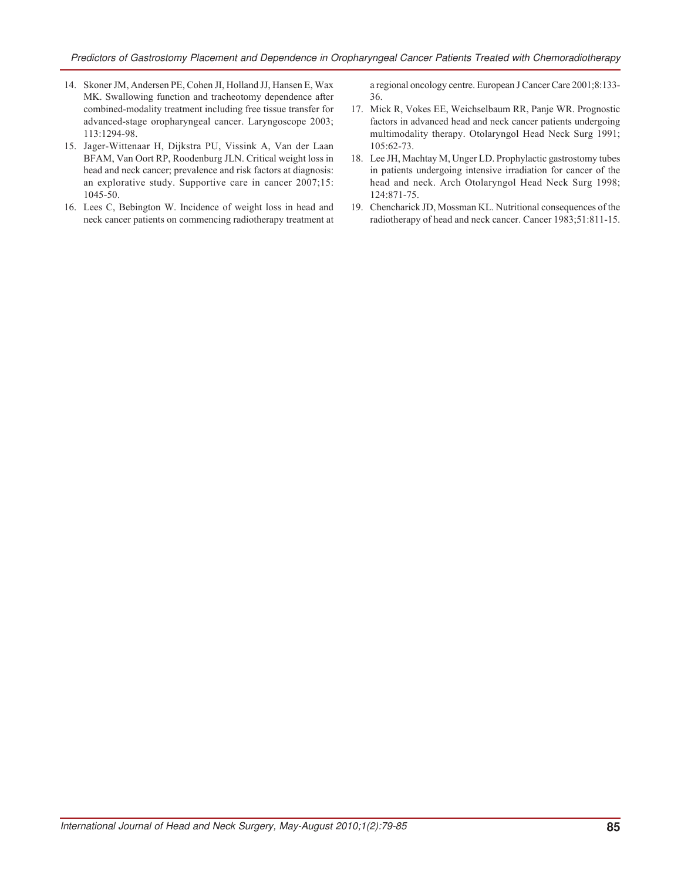14. Skoner JM, Andersen PE, Cohen JI, Holland JJ, Hansen E, Wax MK. Swallowing function and tracheotomy dependence after combined-modality treatment including free tissue transfer for advanced-stage oropharyngeal cancer. Laryngoscope 2003; 113:1294-98.
15. Jager-Wittenaar H, Dijkstra PU, Vissink A, Van der Laan BFAM, Van Oort RP, Roodenburg JLN. Critical weight loss in head and neck cancer; prevalence and risk factors at diagnosis: an explorative study. Supportive care in cancer 2007;15: 1045-50.
16. Lees C, Bebington W. Incidence of weight loss in head and neck cancer patients on commencing radiotherapy treatment at a regional oncology centre. European J Cancer Care 2001;8:133-36.
17. Mick R, Vokes EE, Weichselbaum RR, Panje WR. Prognostic factors in advanced head and neck cancer patients undergoing multimodality therapy. Otolaryngol Head Neck Surg 1991; 105:62-73.
18. Lee JH, Machtay M, Unger LD. Prophylactic gastrostomy tubes in patients undergoing intensive irradiation for cancer of the head and neck. Arch Otolaryngol Head Neck Surg 1998; 124:871-75.
19. Chencharick JD, Mossman KL. Nutritional consequences of the radiotherapy of head and neck cancer. Cancer 1983;51:811-15.